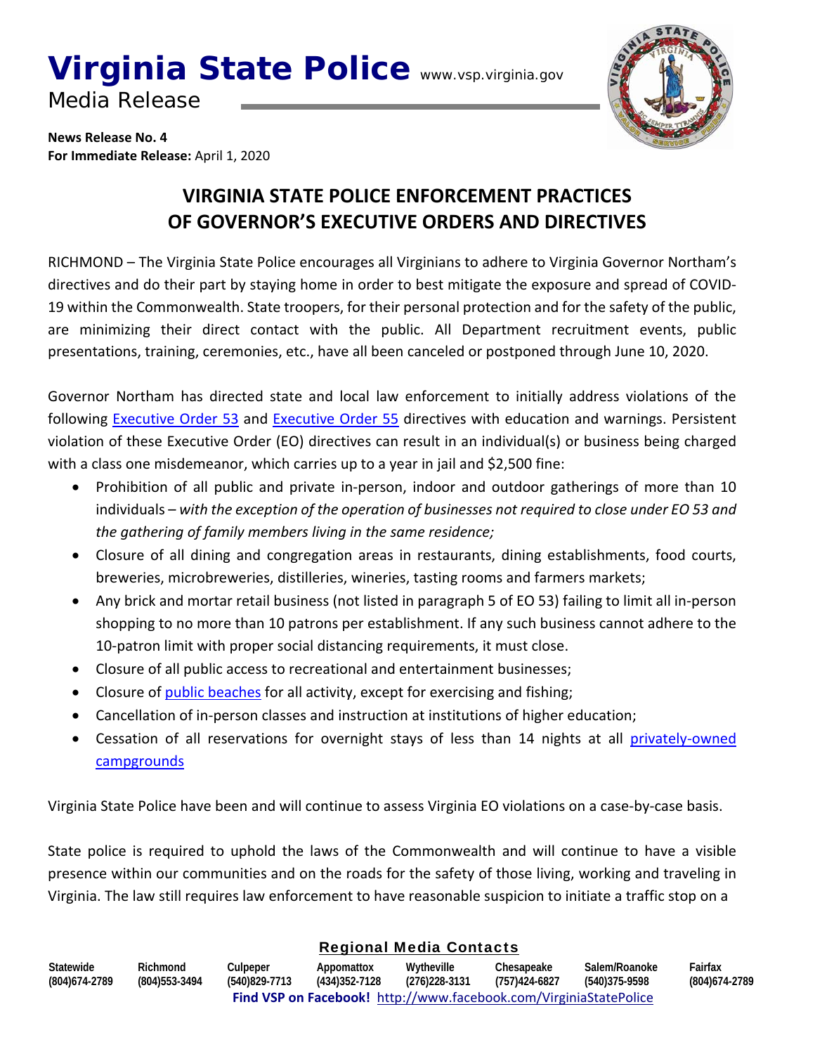# Virginia State Police

www.vsp.virginia.gov

Media Release

**News Release No. 4**
**For Immediate Release:** April 1, 2020

## VIRGINIA STATE POLICE ENFORCEMENT PRACTICES OF GOVERNOR'S EXECUTIVE ORDERS AND DIRECTIVES

RICHMOND – The Virginia State Police encourages all Virginians to adhere to Virginia Governor Northam's directives and do their part by staying home in order to best mitigate the exposure and spread of COVID-19 within the Commonwealth. State troopers, for their personal protection and for the safety of the public, are minimizing their direct contact with the public. All Department recruitment events, public presentations, training, ceremonies, etc., have all been canceled or postponed through June 10, 2020.

Governor Northam has directed state and local law enforcement to initially address violations of the following Executive Order 53 and Executive Order 55 directives with education and warnings. Persistent violation of these Executive Order (EO) directives can result in an individual(s) or business being charged with a class one misdemeanor, which carries up to a year in jail and $2,500 fine:

- Prohibition of all public and private in-person, indoor and outdoor gatherings of more than 10 individuals – *with the exception of the operation of businesses not required to close under EO 53 and the gathering of family members living in the same residence;*
- Closure of all dining and congregation areas in restaurants, dining establishments, food courts, breweries, microbreweries, distilleries, wineries, tasting rooms and farmers markets;
- Any brick and mortar retail business (not listed in paragraph 5 of EO 53) failing to limit all in-person shopping to no more than 10 patrons per establishment. If any such business cannot adhere to the 10-patron limit with proper social distancing requirements, it must close.
- Closure of all public access to recreational and entertainment businesses;
- Closure of public beaches for all activity, except for exercising and fishing;
- Cancellation of in-person classes and instruction at institutions of higher education;
- Cessation of all reservations for overnight stays of less than 14 nights at all privately-owned campgrounds

Virginia State Police have been and will continue to assess Virginia EO violations on a case-by-case basis.

State police is required to uphold the laws of the Commonwealth and will continue to have a visible presence within our communities and on the roads for the safety of those living, working and traveling in Virginia. The law still requires law enforcement to have reasonable suspicion to initiate a traffic stop on a

**Regional Media Contacts**

| Statewide | Richmond | Culpeper | Appomattox | Wytheville | Chesapeake | Salem/Roanoke | Fairfax |
|---|---|---|---|---|---|---|---|
| (804)674-2789 | (804)553-3494 | (540)829-7713 | (434)352-7128 | (276)228-3131 | (757)424-6827 | (540)375-9598 | (804)674-2789 |

**Find VSP on Facebook!** http://www.facebook.com/VirginiaStatePolice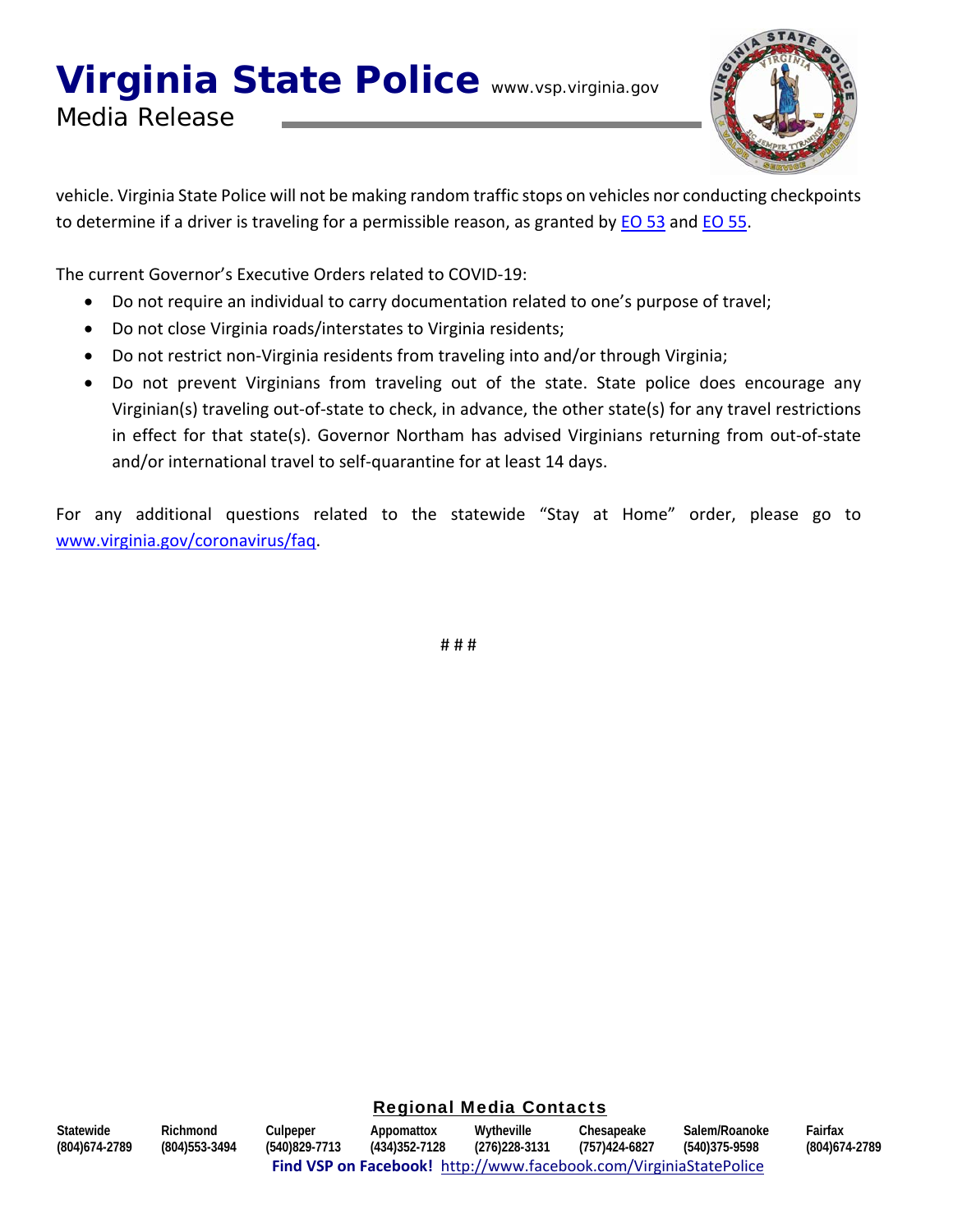vehicle. Virginia State Police will not be making random traffic stops on vehicles nor conducting checkpoints to determine if a driver is traveling for a permissible reason, as granted by EO 53 and EO 55.

The current Governor's Executive Orders related to COVID-19:

- Do not require an individual to carry documentation related to one's purpose of travel;
- Do not close Virginia roads/interstates to Virginia residents;
- Do not restrict non-Virginia residents from traveling into and/or through Virginia;
- Do not prevent Virginians from traveling out of the state. State police does encourage any Virginian(s) traveling out-of-state to check, in advance, the other state(s) for any travel restrictions in effect for that state(s). Governor Northam has advised Virginians returning from out-of-state and/or international travel to self-quarantine for at least 14 days.

For any additional questions related to the statewide "Stay at Home" order, please go to www.virginia.gov/coronavirus/faq.

# # #